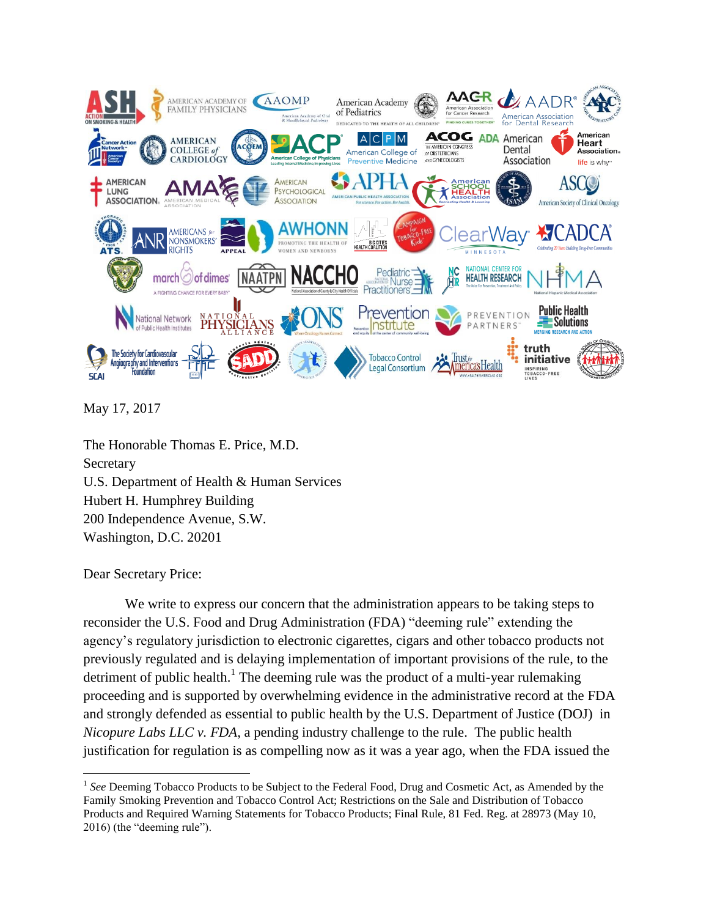May 17, 2017

The Honorable Thomas E. Price, M.D.
Secretary
U.S. Department of Health & Human Services
Hubert H. Humphrey Building
200 Independence Avenue, S.W.
Washington, D.C. 20201

Dear Secretary Price:

We write to express our concern that the administration appears to be taking steps to reconsider the U.S. Food and Drug Administration (FDA) "deeming rule" extending the agency's regulatory jurisdiction to electronic cigarettes, cigars and other tobacco products not previously regulated and is delaying implementation of important provisions of the rule, to the detriment of public health.[1] The deeming rule was the product of a multi-year rulemaking proceeding and is supported by overwhelming evidence in the administrative record at the FDA and strongly defended as essential to public health by the U.S. Department of Justice (DOJ) in *Nicopure Labs LLC v. FDA*, a pending industry challenge to the rule. The public health justification for regulation is as compelling now as it was a year ago, when the FDA issued the

[1] *See* Deeming Tobacco Products to be Subject to the Federal Food, Drug and Cosmetic Act, as Amended by the Family Smoking Prevention and Tobacco Control Act; Restrictions on the Sale and Distribution of Tobacco Products and Required Warning Statements for Tobacco Products; Final Rule, 81 Fed. Reg. at 28973 (May 10, 2016) (the "deeming rule").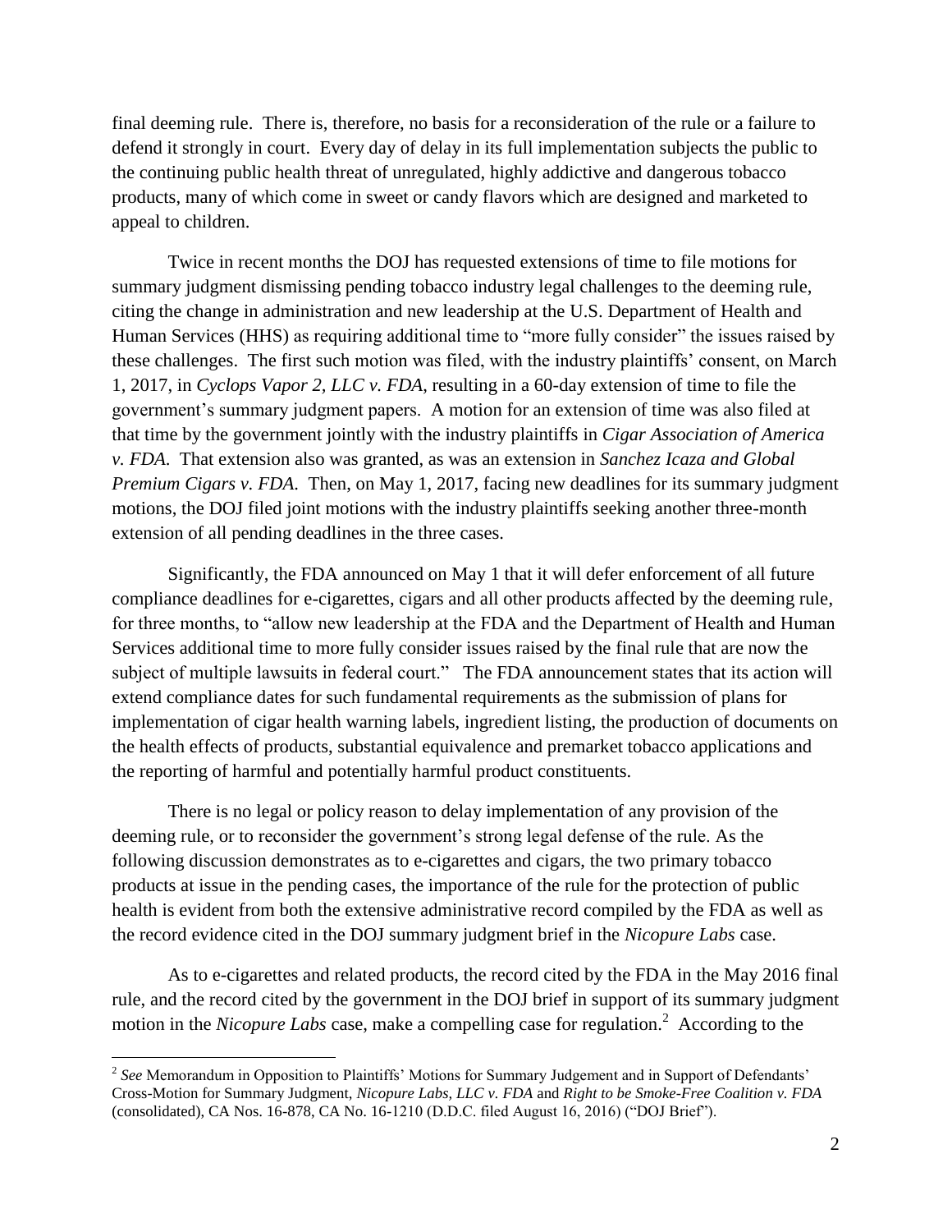final deeming rule. There is, therefore, no basis for a reconsideration of the rule or a failure to defend it strongly in court. Every day of delay in its full implementation subjects the public to the continuing public health threat of unregulated, highly addictive and dangerous tobacco products, many of which come in sweet or candy flavors which are designed and marketed to appeal to children.

Twice in recent months the DOJ has requested extensions of time to file motions for summary judgment dismissing pending tobacco industry legal challenges to the deeming rule, citing the change in administration and new leadership at the U.S. Department of Health and Human Services (HHS) as requiring additional time to "more fully consider" the issues raised by these challenges. The first such motion was filed, with the industry plaintiffs' consent, on March 1, 2017, in *Cyclops Vapor 2, LLC v. FDA*, resulting in a 60-day extension of time to file the government's summary judgment papers. A motion for an extension of time was also filed at that time by the government jointly with the industry plaintiffs in *Cigar Association of America v. FDA*. That extension also was granted, as was an extension in *Sanchez Icaza and Global Premium Cigars v. FDA*. Then, on May 1, 2017, facing new deadlines for its summary judgment motions, the DOJ filed joint motions with the industry plaintiffs seeking another three-month extension of all pending deadlines in the three cases.

Significantly, the FDA announced on May 1 that it will defer enforcement of all future compliance deadlines for e-cigarettes, cigars and all other products affected by the deeming rule, for three months, to "allow new leadership at the FDA and the Department of Health and Human Services additional time to more fully consider issues raised by the final rule that are now the subject of multiple lawsuits in federal court." The FDA announcement states that its action will extend compliance dates for such fundamental requirements as the submission of plans for implementation of cigar health warning labels, ingredient listing, the production of documents on the health effects of products, substantial equivalence and premarket tobacco applications and the reporting of harmful and potentially harmful product constituents.

There is no legal or policy reason to delay implementation of any provision of the deeming rule, or to reconsider the government's strong legal defense of the rule. As the following discussion demonstrates as to e-cigarettes and cigars, the two primary tobacco products at issue in the pending cases, the importance of the rule for the protection of public health is evident from both the extensive administrative record compiled by the FDA as well as the record evidence cited in the DOJ summary judgment brief in the *Nicopure Labs* case.

As to e-cigarettes and related products, the record cited by the FDA in the May 2016 final rule, and the record cited by the government in the DOJ brief in support of its summary judgment motion in the *Nicopure Labs* case, make a compelling case for regulation.[2] According to the

---

[2] *See* Memorandum in Opposition to Plaintiffs' Motions for Summary Judgement and in Support of Defendants' Cross-Motion for Summary Judgment, *Nicopure Labs, LLC v. FDA* and *Right to be Smoke-Free Coalition v. FDA* (consolidated), CA Nos. 16-878, CA No. 16-1210 (D.D.C. filed August 16, 2016) ("DOJ Brief").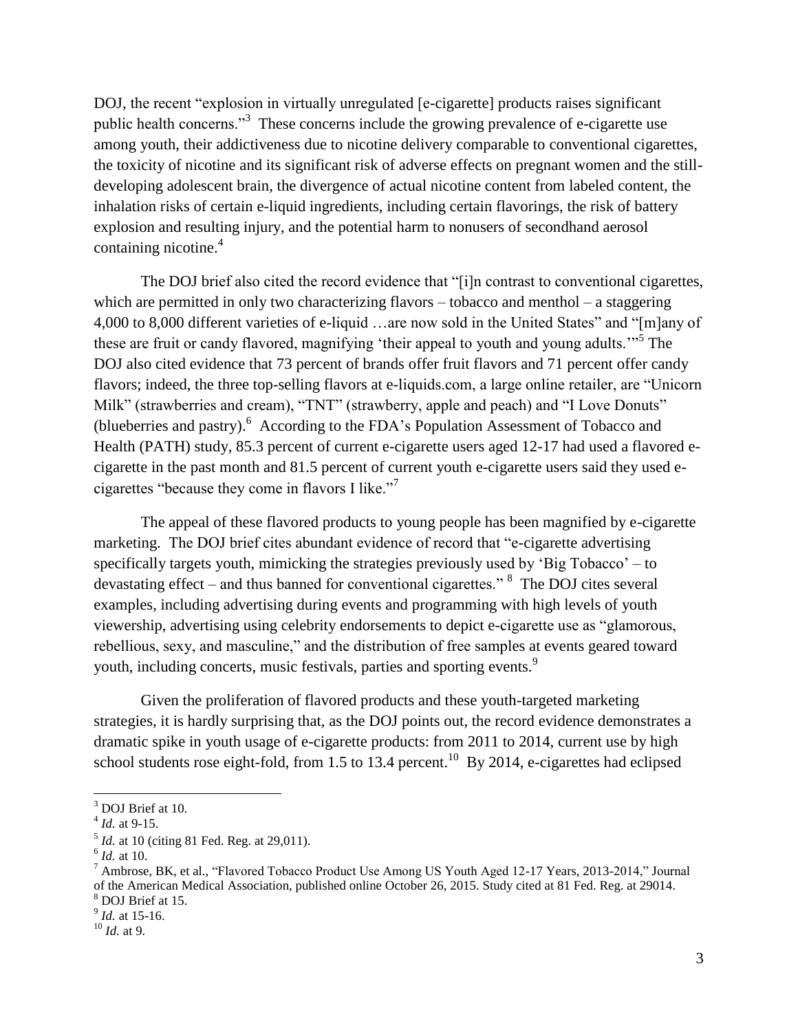DOJ, the recent "explosion in virtually unregulated [e-cigarette] products raises significant public health concerns."[3] These concerns include the growing prevalence of e-cigarette use among youth, their addictiveness due to nicotine delivery comparable to conventional cigarettes, the toxicity of nicotine and its significant risk of adverse effects on pregnant women and the still-developing adolescent brain, the divergence of actual nicotine content from labeled content, the inhalation risks of certain e-liquid ingredients, including certain flavorings, the risk of battery explosion and resulting injury, and the potential harm to nonusers of secondhand aerosol containing nicotine.[4]

The DOJ brief also cited the record evidence that "[i]n contrast to conventional cigarettes, which are permitted in only two characterizing flavors – tobacco and menthol – a staggering 4,000 to 8,000 different varieties of e-liquid …are now sold in the United States" and "[m]any of these are fruit or candy flavored, magnifying 'their appeal to youth and young adults.'"[5] The DOJ also cited evidence that 73 percent of brands offer fruit flavors and 71 percent offer candy flavors; indeed, the three top-selling flavors at e-liquids.com, a large online retailer, are "Unicorn Milk" (strawberries and cream), "TNT" (strawberry, apple and peach) and "I Love Donuts" (blueberries and pastry).[6] According to the FDA's Population Assessment of Tobacco and Health (PATH) study, 85.3 percent of current e-cigarette users aged 12-17 had used a flavored e-cigarette in the past month and 81.5 percent of current youth e-cigarette users said they used e-cigarettes "because they come in flavors I like."[7]

The appeal of these flavored products to young people has been magnified by e-cigarette marketing. The DOJ brief cites abundant evidence of record that "e-cigarette advertising specifically targets youth, mimicking the strategies previously used by 'Big Tobacco' – to devastating effect – and thus banned for conventional cigarettes."[8] The DOJ cites several examples, including advertising during events and programming with high levels of youth viewership, advertising using celebrity endorsements to depict e-cigarette use as "glamorous, rebellious, sexy, and masculine," and the distribution of free samples at events geared toward youth, including concerts, music festivals, parties and sporting events.[9]

Given the proliferation of flavored products and these youth-targeted marketing strategies, it is hardly surprising that, as the DOJ points out, the record evidence demonstrates a dramatic spike in youth usage of e-cigarette products: from 2011 to 2014, current use by high school students rose eight-fold, from 1.5 to 13.4 percent.[10] By 2014, e-cigarettes had eclipsed

---

[3] DOJ Brief at 10.

[4] *Id.* at 9-15.

[5] *Id.* at 10 (citing 81 Fed. Reg. at 29,011).

[6] *Id.* at 10.

[7] Ambrose, BK, et al., "Flavored Tobacco Product Use Among US Youth Aged 12-17 Years, 2013-2014," Journal of the American Medical Association, published online October 26, 2015. Study cited at 81 Fed. Reg. at 29014.

[8] DOJ Brief at 15.

[9] *Id.* at 15-16.

[10] *Id.* at 9.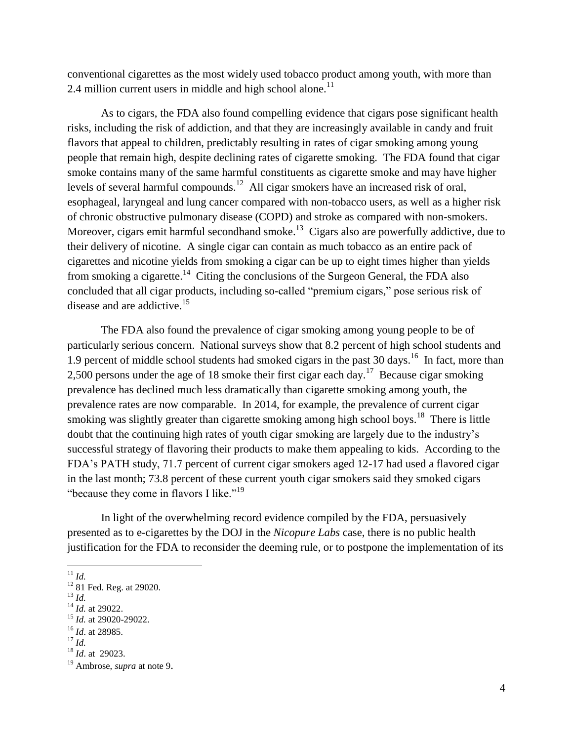conventional cigarettes as the most widely used tobacco product among youth, with more than 2.4 million current users in middle and high school alone.[11]

As to cigars, the FDA also found compelling evidence that cigars pose significant health risks, including the risk of addiction, and that they are increasingly available in candy and fruit flavors that appeal to children, predictably resulting in rates of cigar smoking among young people that remain high, despite declining rates of cigarette smoking. The FDA found that cigar smoke contains many of the same harmful constituents as cigarette smoke and may have higher levels of several harmful compounds.[12] All cigar smokers have an increased risk of oral, esophageal, laryngeal and lung cancer compared with non-tobacco users, as well as a higher risk of chronic obstructive pulmonary disease (COPD) and stroke as compared with non-smokers. Moreover, cigars emit harmful secondhand smoke.[13] Cigars also are powerfully addictive, due to their delivery of nicotine. A single cigar can contain as much tobacco as an entire pack of cigarettes and nicotine yields from smoking a cigar can be up to eight times higher than yields from smoking a cigarette.[14] Citing the conclusions of the Surgeon General, the FDA also concluded that all cigar products, including so-called "premium cigars," pose serious risk of disease and are addictive.[15]

The FDA also found the prevalence of cigar smoking among young people to be of particularly serious concern. National surveys show that 8.2 percent of high school students and 1.9 percent of middle school students had smoked cigars in the past 30 days.[16] In fact, more than 2,500 persons under the age of 18 smoke their first cigar each day.[17] Because cigar smoking prevalence has declined much less dramatically than cigarette smoking among youth, the prevalence rates are now comparable. In 2014, for example, the prevalence of current cigar smoking was slightly greater than cigarette smoking among high school boys.[18] There is little doubt that the continuing high rates of youth cigar smoking are largely due to the industry's successful strategy of flavoring their products to make them appealing to kids. According to the FDA's PATH study, 71.7 percent of current cigar smokers aged 12-17 had used a flavored cigar in the last month; 73.8 percent of these current youth cigar smokers said they smoked cigars "because they come in flavors I like."[19]

In light of the overwhelming record evidence compiled by the FDA, persuasively presented as to e-cigarettes by the DOJ in the *Nicopure Labs* case, there is no public health justification for the FDA to reconsider the deeming rule, or to postpone the implementation of its

---

[11] *Id.*

[12] 81 Fed. Reg. at 29020.

[13] *Id.*

[14] *Id.* at 29022.

[15] *Id.* at 29020-29022.

[16] *Id*. at 28985.

[17] *Id.*

[18] *Id*. at 29023.

[19] Ambrose, *supra* at note 9.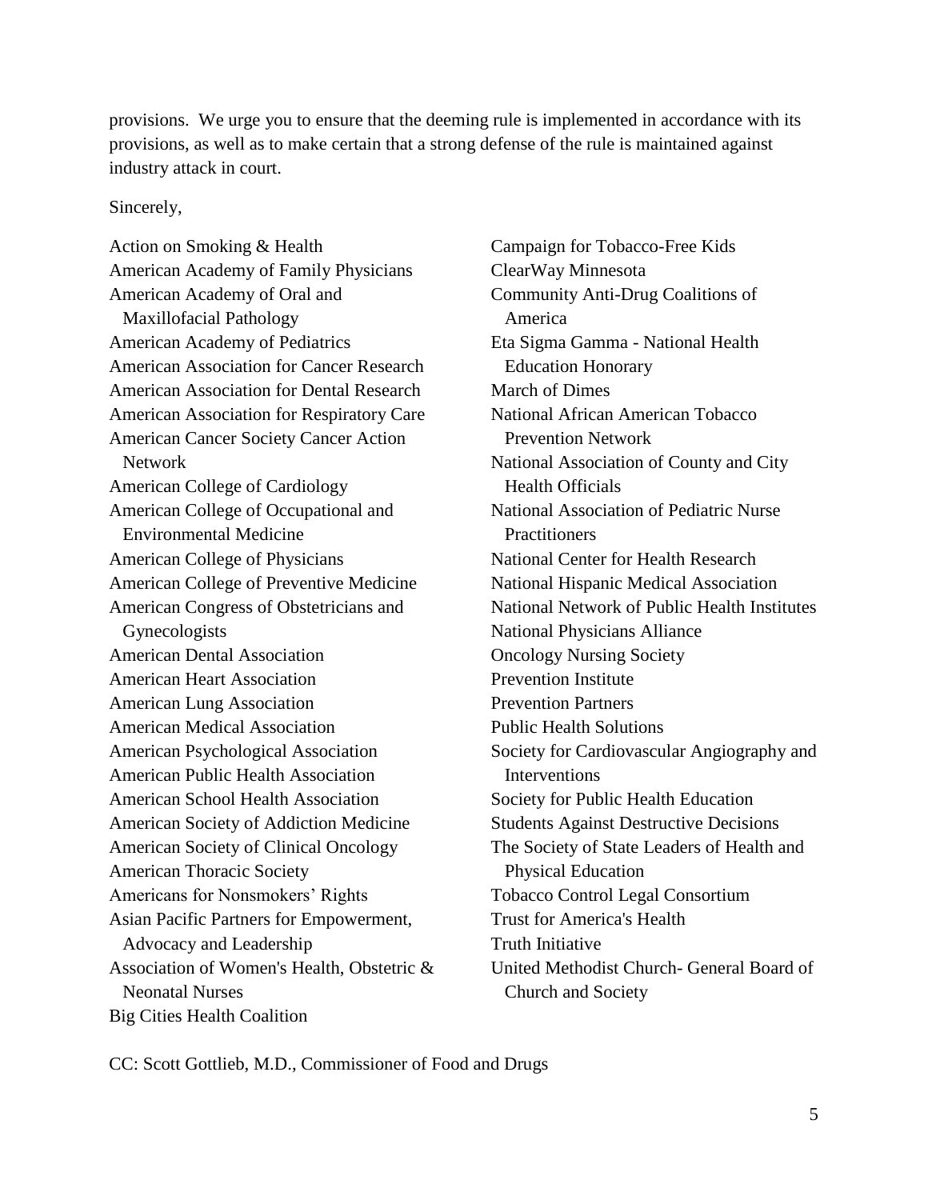provisions. We urge you to ensure that the deeming rule is implemented in accordance with its provisions, as well as to make certain that a strong defense of the rule is maintained against industry attack in court.

Sincerely,

Action on Smoking & Health
American Academy of Family Physicians
American Academy of Oral and Maxillofacial Pathology
American Academy of Pediatrics
American Association for Cancer Research
American Association for Dental Research
American Association for Respiratory Care
American Cancer Society Cancer Action Network
American College of Cardiology
American College of Occupational and Environmental Medicine
American College of Physicians
American College of Preventive Medicine
American Congress of Obstetricians and Gynecologists
American Dental Association
American Heart Association
American Lung Association
American Medical Association
American Psychological Association
American Public Health Association
American School Health Association
American Society of Addiction Medicine
American Society of Clinical Oncology
American Thoracic Society
Americans for Nonsmokers' Rights
Asian Pacific Partners for Empowerment, Advocacy and Leadership
Association of Women's Health, Obstetric & Neonatal Nurses
Big Cities Health Coalition
Campaign for Tobacco-Free Kids
ClearWay Minnesota
Community Anti-Drug Coalitions of America
Eta Sigma Gamma - National Health Education Honorary
March of Dimes
National African American Tobacco Prevention Network
National Association of County and City Health Officials
National Association of Pediatric Nurse Practitioners
National Center for Health Research
National Hispanic Medical Association
National Network of Public Health Institutes
National Physicians Alliance
Oncology Nursing Society
Prevention Institute
Prevention Partners
Public Health Solutions
Society for Cardiovascular Angiography and Interventions
Society for Public Health Education
Students Against Destructive Decisions
The Society of State Leaders of Health and Physical Education
Tobacco Control Legal Consortium
Trust for America's Health
Truth Initiative
United Methodist Church- General Board of Church and Society

CC: Scott Gottlieb, M.D., Commissioner of Food and Drugs